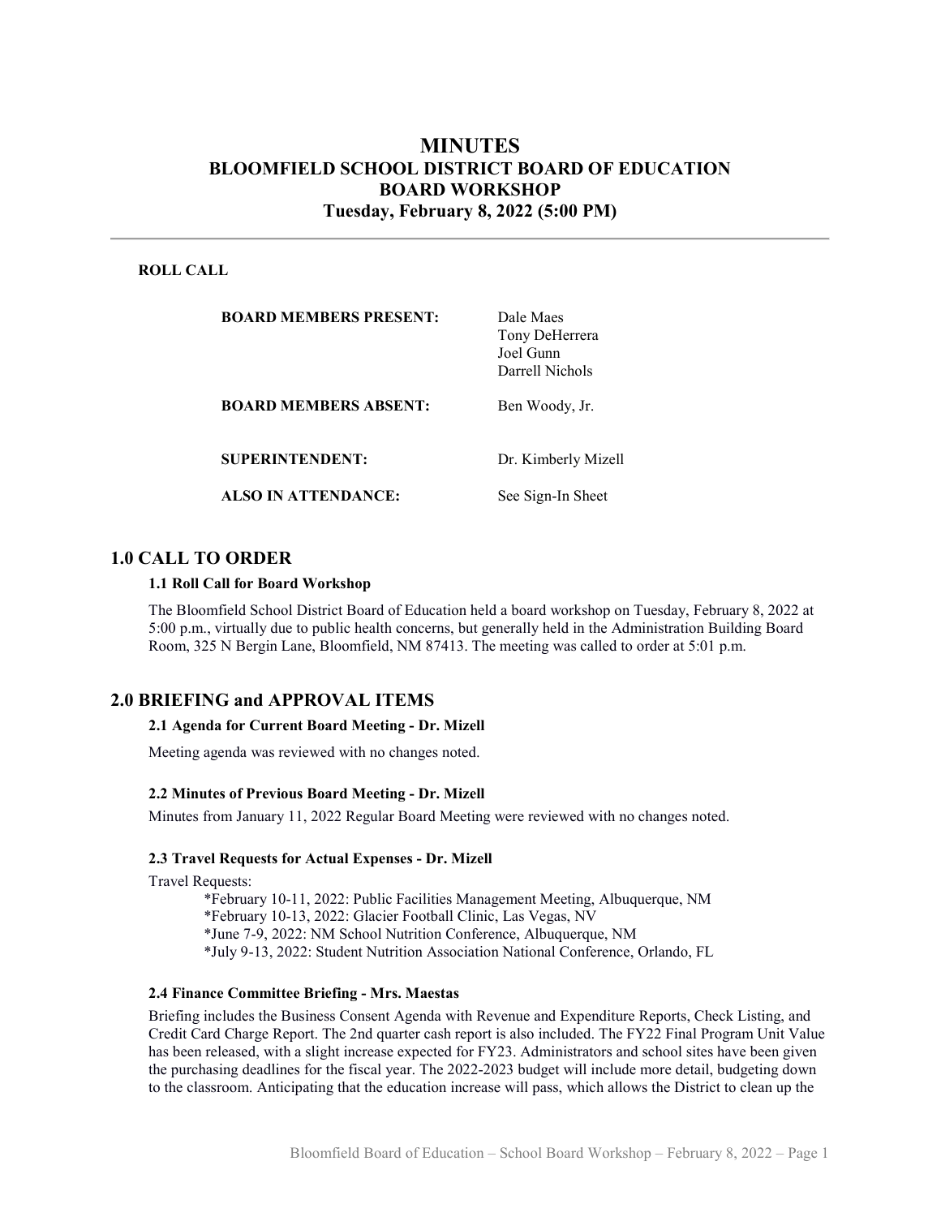# MINUTES
## BLOOMFIELD SCHOOL DISTRICT BOARD OF EDUCATION
## BOARD WORKSHOP
## Tuesday, February 8, 2022 (5:00 PM)

---

**ROLL CALL**

| | |
|---|---|
| **BOARD MEMBERS PRESENT:** | Dale Maes<br>Tony DeHerrera<br>Joel Gunn<br>Darrell Nichols |
| **BOARD MEMBERS ABSENT:** | Ben Woody, Jr. |
| **SUPERINTENDENT:** | Dr. Kimberly Mizell |
| **ALSO IN ATTENDANCE:** | See Sign-In Sheet |

## 1.0 CALL TO ORDER

### 1.1 Roll Call for Board Workshop

The Bloomfield School District Board of Education held a board workshop on Tuesday, February 8, 2022 at 5:00 p.m., virtually due to public health concerns, but generally held in the Administration Building Board Room, 325 N Bergin Lane, Bloomfield, NM 87413. The meeting was called to order at 5:01 p.m.

## 2.0 BRIEFING and APPROVAL ITEMS

### 2.1 Agenda for Current Board Meeting - Dr. Mizell

Meeting agenda was reviewed with no changes noted.

### 2.2 Minutes of Previous Board Meeting - Dr. Mizell

Minutes from January 11, 2022 Regular Board Meeting were reviewed with no changes noted.

### 2.3 Travel Requests for Actual Expenses - Dr. Mizell

Travel Requests:

*February 10-11, 2022: Public Facilities Management Meeting, Albuquerque, NM
*February 10-13, 2022: Glacier Football Clinic, Las Vegas, NV
*June 7-9, 2022: NM School Nutrition Conference, Albuquerque, NM
*July 9-13, 2022: Student Nutrition Association National Conference, Orlando, FL

### 2.4 Finance Committee Briefing - Mrs. Maestas

Briefing includes the Business Consent Agenda with Revenue and Expenditure Reports, Check Listing, and Credit Card Charge Report. The 2nd quarter cash report is also included. The FY22 Final Program Unit Value has been released, with a slight increase expected for FY23. Administrators and school sites have been given the purchasing deadlines for the fiscal year. The 2022-2023 budget will include more detail, budgeting down to the classroom. Anticipating that the education increase will pass, which allows the District to clean up the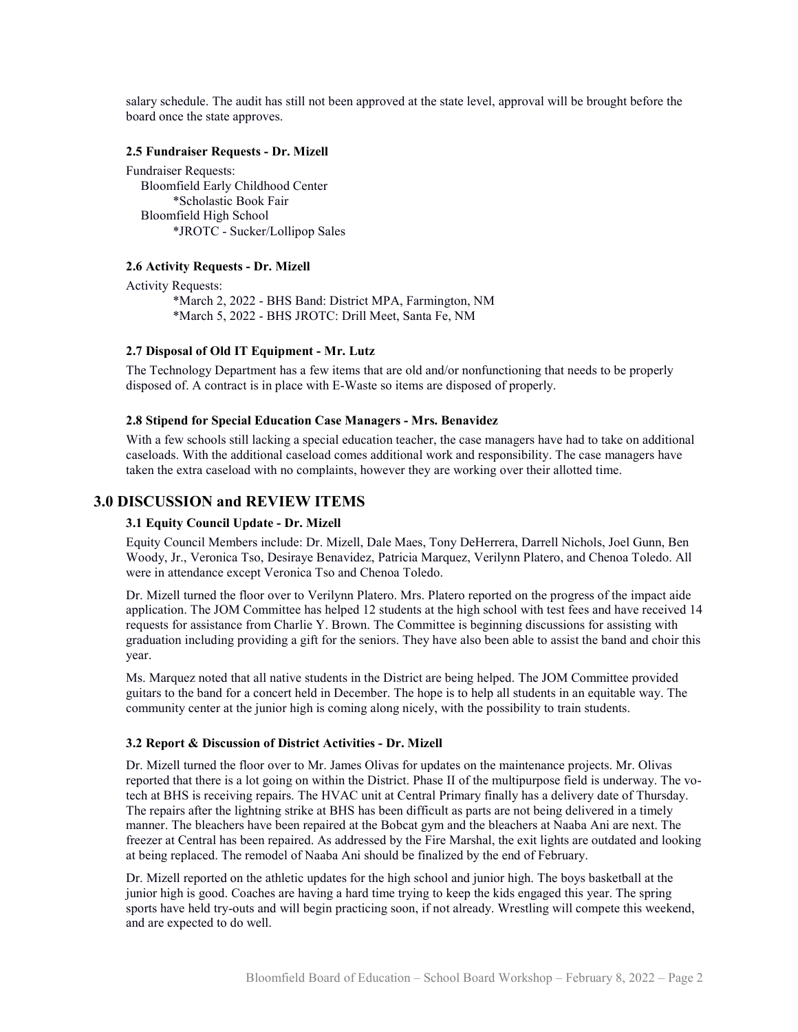salary schedule. The audit has still not been approved at the state level, approval will be brought before the board once the state approves.

### 2.5 Fundraiser Requests - Dr. Mizell

Fundraiser Requests:

- Bloomfield Early Childhood Center
  - *Scholastic Book Fair
- Bloomfield High School
  - *JROTC - Sucker/Lollipop Sales

### 2.6 Activity Requests - Dr. Mizell

Activity Requests:

- *March 2, 2022 - BHS Band: District MPA, Farmington, NM
- *March 5, 2022 - BHS JROTC: Drill Meet, Santa Fe, NM

### 2.7 Disposal of Old IT Equipment - Mr. Lutz

The Technology Department has a few items that are old and/or nonfunctioning that needs to be properly disposed of. A contract is in place with E-Waste so items are disposed of properly.

### 2.8 Stipend for Special Education Case Managers - Mrs. Benavidez

With a few schools still lacking a special education teacher, the case managers have had to take on additional caseloads. With the additional caseload comes additional work and responsibility. The case managers have taken the extra caseload with no complaints, however they are working over their allotted time.

## 3.0 DISCUSSION and REVIEW ITEMS

### 3.1 Equity Council Update - Dr. Mizell

Equity Council Members include: Dr. Mizell, Dale Maes, Tony DeHerrera, Darrell Nichols, Joel Gunn, Ben Woody, Jr., Veronica Tso, Desiraye Benavidez, Patricia Marquez, Verilynn Platero, and Chenoa Toledo. All were in attendance except Veronica Tso and Chenoa Toledo.

Dr. Mizell turned the floor over to Verilynn Platero. Mrs. Platero reported on the progress of the impact aide application. The JOM Committee has helped 12 students at the high school with test fees and have received 14 requests for assistance from Charlie Y. Brown. The Committee is beginning discussions for assisting with graduation including providing a gift for the seniors. They have also been able to assist the band and choir this year.

Ms. Marquez noted that all native students in the District are being helped. The JOM Committee provided guitars to the band for a concert held in December. The hope is to help all students in an equitable way. The community center at the junior high is coming along nicely, with the possibility to train students.

### 3.2 Report & Discussion of District Activities - Dr. Mizell

Dr. Mizell turned the floor over to Mr. James Olivas for updates on the maintenance projects. Mr. Olivas reported that there is a lot going on within the District. Phase II of the multipurpose field is underway. The vo-tech at BHS is receiving repairs. The HVAC unit at Central Primary finally has a delivery date of Thursday. The repairs after the lightning strike at BHS has been difficult as parts are not being delivered in a timely manner. The bleachers have been repaired at the Bobcat gym and the bleachers at Naaba Ani are next. The freezer at Central has been repaired. As addressed by the Fire Marshal, the exit lights are outdated and looking at being replaced. The remodel of Naaba Ani should be finalized by the end of February.

Dr. Mizell reported on the athletic updates for the high school and junior high. The boys basketball at the junior high is good. Coaches are having a hard time trying to keep the kids engaged this year. The spring sports have held try-outs and will begin practicing soon, if not already. Wrestling will compete this weekend, and are expected to do well.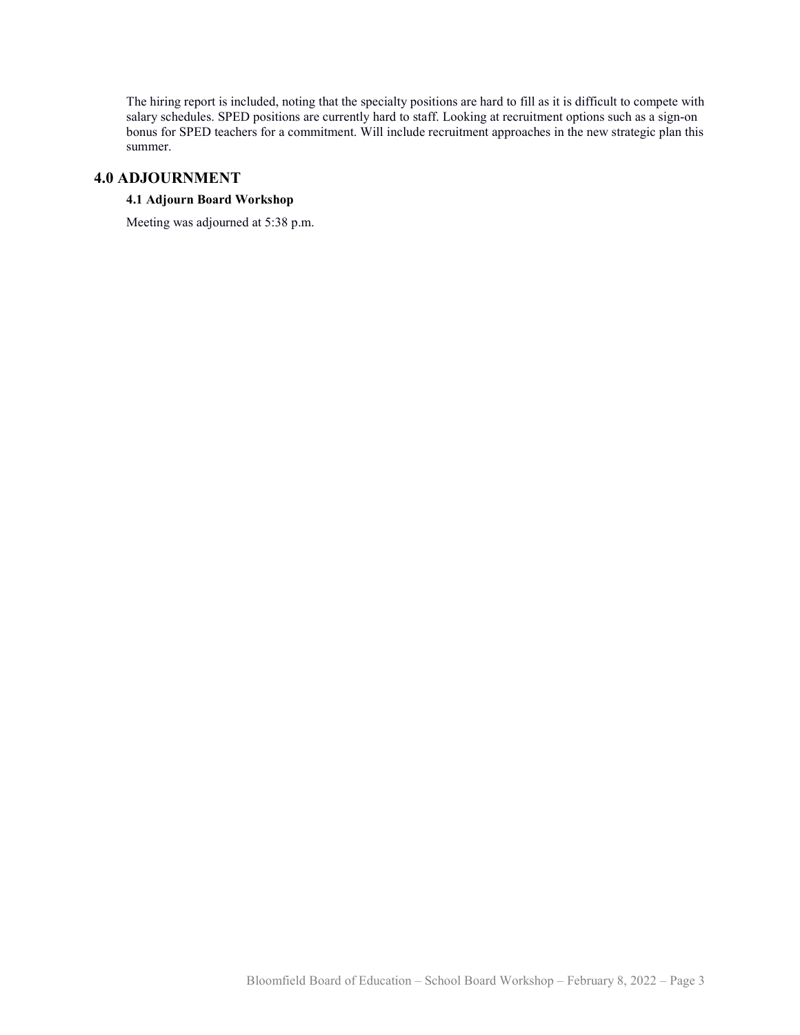The hiring report is included, noting that the specialty positions are hard to fill as it is difficult to compete with salary schedules. SPED positions are currently hard to staff. Looking at recruitment options such as a sign-on bonus for SPED teachers for a commitment. Will include recruitment approaches in the new strategic plan this summer.

## 4.0 ADJOURNMENT

### 4.1 Adjourn Board Workshop

Meeting was adjourned at 5:38 p.m.